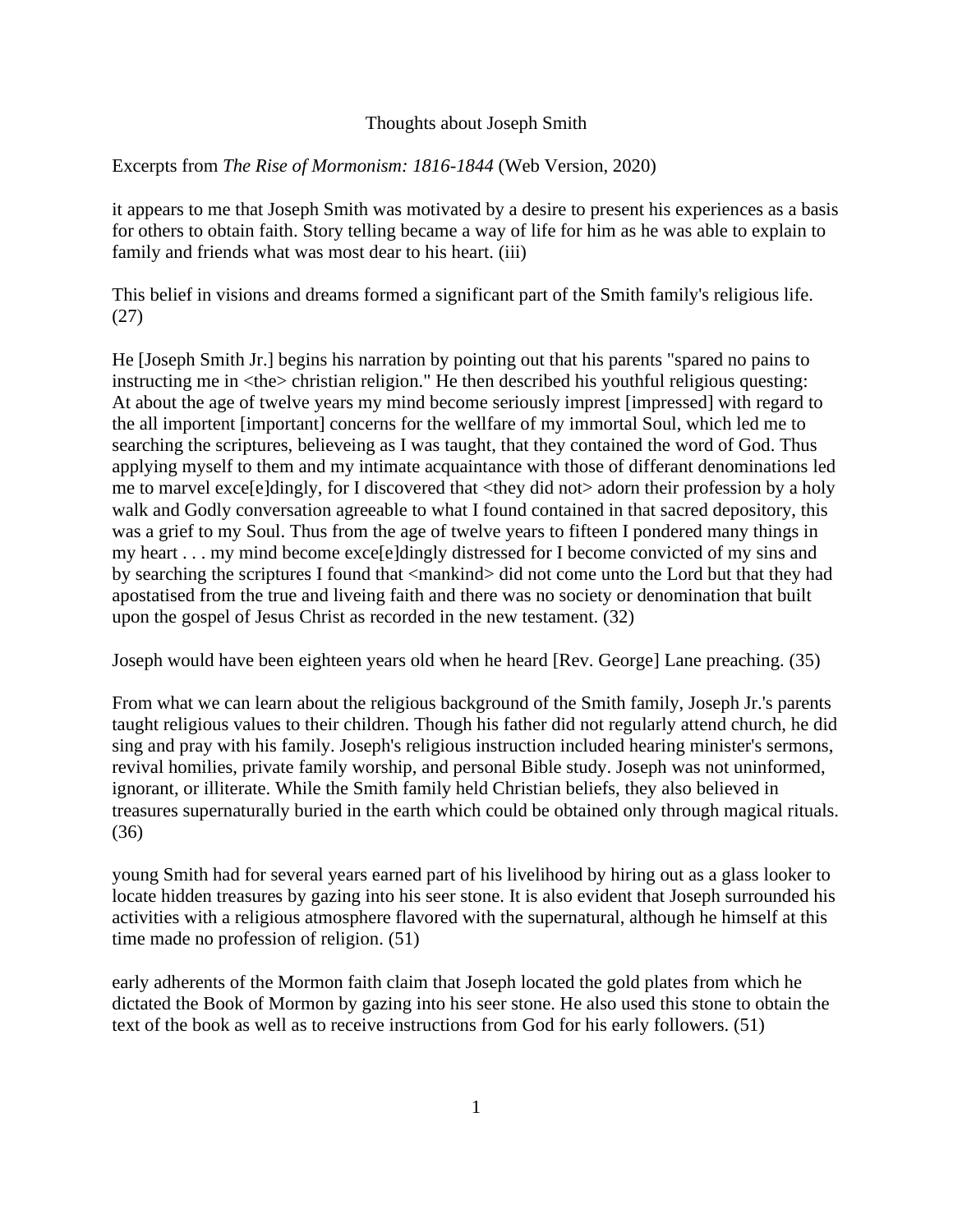# Thoughts about Joseph Smith

Excerpts from *The Rise of Mormonism: 1816-1844* (Web Version, 2020)

it appears to me that Joseph Smith was motivated by a desire to present his experiences as a basis for others to obtain faith. Story telling became a way of life for him as he was able to explain to family and friends what was most dear to his heart. (iii)

This belief in visions and dreams formed a significant part of the Smith family's religious life. (27)

He [Joseph Smith Jr.] begins his narration by pointing out that his parents "spared no pains to instructing me in <the> christian religion." He then described his youthful religious questing: At about the age of twelve years my mind become seriously imprest [impressed] with regard to the all importent [important] concerns for the wellfare of my immortal Soul, which led me to searching the scriptures, believeing as I was taught, that they contained the word of God. Thus applying myself to them and my intimate acquaintance with those of differant denominations led me to marvel exce[e]dingly, for I discovered that <they did not> adorn their profession by a holy walk and Godly conversation agreeable to what I found contained in that sacred depository, this was a grief to my Soul. Thus from the age of twelve years to fifteen I pondered many things in my heart . . . my mind become exce[e]dingly distressed for I become convicted of my sins and by searching the scriptures I found that <mankind> did not come unto the Lord but that they had apostatised from the true and liveing faith and there was no society or denomination that built upon the gospel of Jesus Christ as recorded in the new testament. (32)

Joseph would have been eighteen years old when he heard [Rev. George] Lane preaching. (35)

From what we can learn about the religious background of the Smith family, Joseph Jr.'s parents taught religious values to their children. Though his father did not regularly attend church, he did sing and pray with his family. Joseph's religious instruction included hearing minister's sermons, revival homilies, private family worship, and personal Bible study. Joseph was not uninformed, ignorant, or illiterate. While the Smith family held Christian beliefs, they also believed in treasures supernaturally buried in the earth which could be obtained only through magical rituals. (36)

young Smith had for several years earned part of his livelihood by hiring out as a glass looker to locate hidden treasures by gazing into his seer stone. It is also evident that Joseph surrounded his activities with a religious atmosphere flavored with the supernatural, although he himself at this time made no profession of religion. (51)

early adherents of the Mormon faith claim that Joseph located the gold plates from which he dictated the Book of Mormon by gazing into his seer stone. He also used this stone to obtain the text of the book as well as to receive instructions from God for his early followers. (51)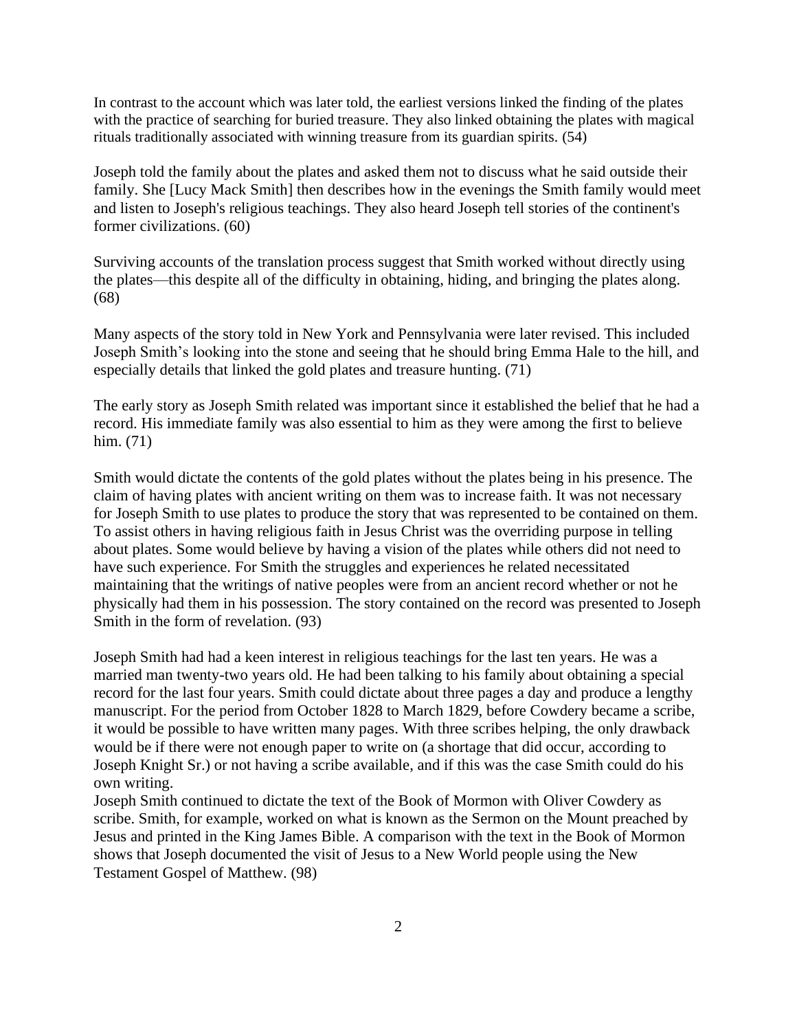In contrast to the account which was later told, the earliest versions linked the finding of the plates with the practice of searching for buried treasure. They also linked obtaining the plates with magical rituals traditionally associated with winning treasure from its guardian spirits. (54)

Joseph told the family about the plates and asked them not to discuss what he said outside their family. She [Lucy Mack Smith] then describes how in the evenings the Smith family would meet and listen to Joseph's religious teachings. They also heard Joseph tell stories of the continent's former civilizations. (60)

Surviving accounts of the translation process suggest that Smith worked without directly using the plates—this despite all of the difficulty in obtaining, hiding, and bringing the plates along. (68)

Many aspects of the story told in New York and Pennsylvania were later revised. This included Joseph Smith's looking into the stone and seeing that he should bring Emma Hale to the hill, and especially details that linked the gold plates and treasure hunting. (71)

The early story as Joseph Smith related was important since it established the belief that he had a record. His immediate family was also essential to him as they were among the first to believe him. (71)

Smith would dictate the contents of the gold plates without the plates being in his presence. The claim of having plates with ancient writing on them was to increase faith. It was not necessary for Joseph Smith to use plates to produce the story that was represented to be contained on them. To assist others in having religious faith in Jesus Christ was the overriding purpose in telling about plates. Some would believe by having a vision of the plates while others did not need to have such experience. For Smith the struggles and experiences he related necessitated maintaining that the writings of native peoples were from an ancient record whether or not he physically had them in his possession. The story contained on the record was presented to Joseph Smith in the form of revelation. (93)

Joseph Smith had had a keen interest in religious teachings for the last ten years. He was a married man twenty-two years old. He had been talking to his family about obtaining a special record for the last four years. Smith could dictate about three pages a day and produce a lengthy manuscript. For the period from October 1828 to March 1829, before Cowdery became a scribe, it would be possible to have written many pages. With three scribes helping, the only drawback would be if there were not enough paper to write on (a shortage that did occur, according to Joseph Knight Sr.) or not having a scribe available, and if this was the case Smith could do his own writing.
Joseph Smith continued to dictate the text of the Book of Mormon with Oliver Cowdery as scribe. Smith, for example, worked on what is known as the Sermon on the Mount preached by Jesus and printed in the King James Bible. A comparison with the text in the Book of Mormon shows that Joseph documented the visit of Jesus to a New World people using the New Testament Gospel of Matthew. (98)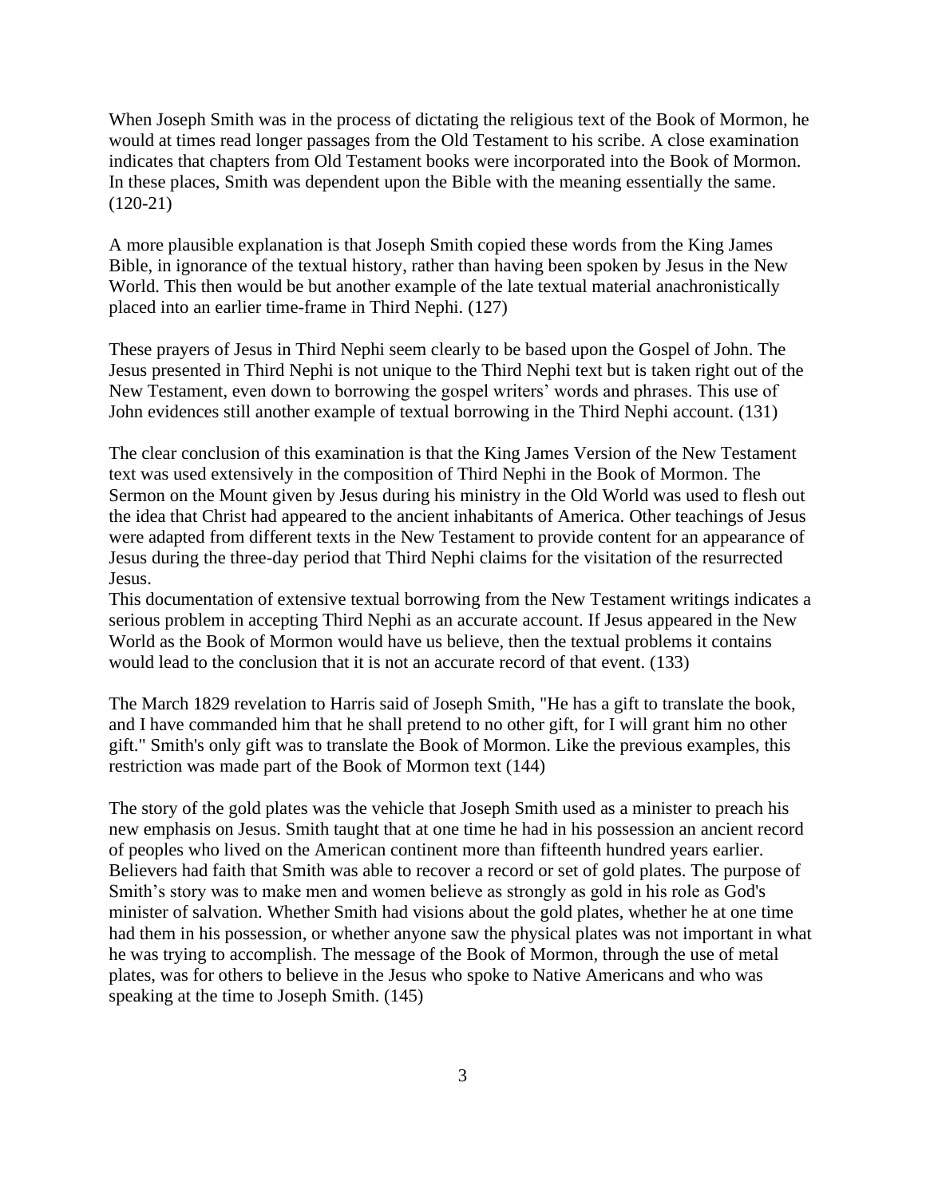When Joseph Smith was in the process of dictating the religious text of the Book of Mormon, he would at times read longer passages from the Old Testament to his scribe. A close examination indicates that chapters from Old Testament books were incorporated into the Book of Mormon. In these places, Smith was dependent upon the Bible with the meaning essentially the same. (120-21)

A more plausible explanation is that Joseph Smith copied these words from the King James Bible, in ignorance of the textual history, rather than having been spoken by Jesus in the New World. This then would be but another example of the late textual material anachronistically placed into an earlier time-frame in Third Nephi. (127)

These prayers of Jesus in Third Nephi seem clearly to be based upon the Gospel of John. The Jesus presented in Third Nephi is not unique to the Third Nephi text but is taken right out of the New Testament, even down to borrowing the gospel writers' words and phrases. This use of John evidences still another example of textual borrowing in the Third Nephi account. (131)

The clear conclusion of this examination is that the King James Version of the New Testament text was used extensively in the composition of Third Nephi in the Book of Mormon. The Sermon on the Mount given by Jesus during his ministry in the Old World was used to flesh out the idea that Christ had appeared to the ancient inhabitants of America. Other teachings of Jesus were adapted from different texts in the New Testament to provide content for an appearance of Jesus during the three-day period that Third Nephi claims for the visitation of the resurrected Jesus.
This documentation of extensive textual borrowing from the New Testament writings indicates a serious problem in accepting Third Nephi as an accurate account. If Jesus appeared in the New World as the Book of Mormon would have us believe, then the textual problems it contains would lead to the conclusion that it is not an accurate record of that event. (133)

The March 1829 revelation to Harris said of Joseph Smith, "He has a gift to translate the book, and I have commanded him that he shall pretend to no other gift, for I will grant him no other gift." Smith's only gift was to translate the Book of Mormon. Like the previous examples, this restriction was made part of the Book of Mormon text (144)

The story of the gold plates was the vehicle that Joseph Smith used as a minister to preach his new emphasis on Jesus. Smith taught that at one time he had in his possession an ancient record of peoples who lived on the American continent more than fifteenth hundred years earlier. Believers had faith that Smith was able to recover a record or set of gold plates. The purpose of Smith's story was to make men and women believe as strongly as gold in his role as God's minister of salvation. Whether Smith had visions about the gold plates, whether he at one time had them in his possession, or whether anyone saw the physical plates was not important in what he was trying to accomplish. The message of the Book of Mormon, through the use of metal plates, was for others to believe in the Jesus who spoke to Native Americans and who was speaking at the time to Joseph Smith. (145)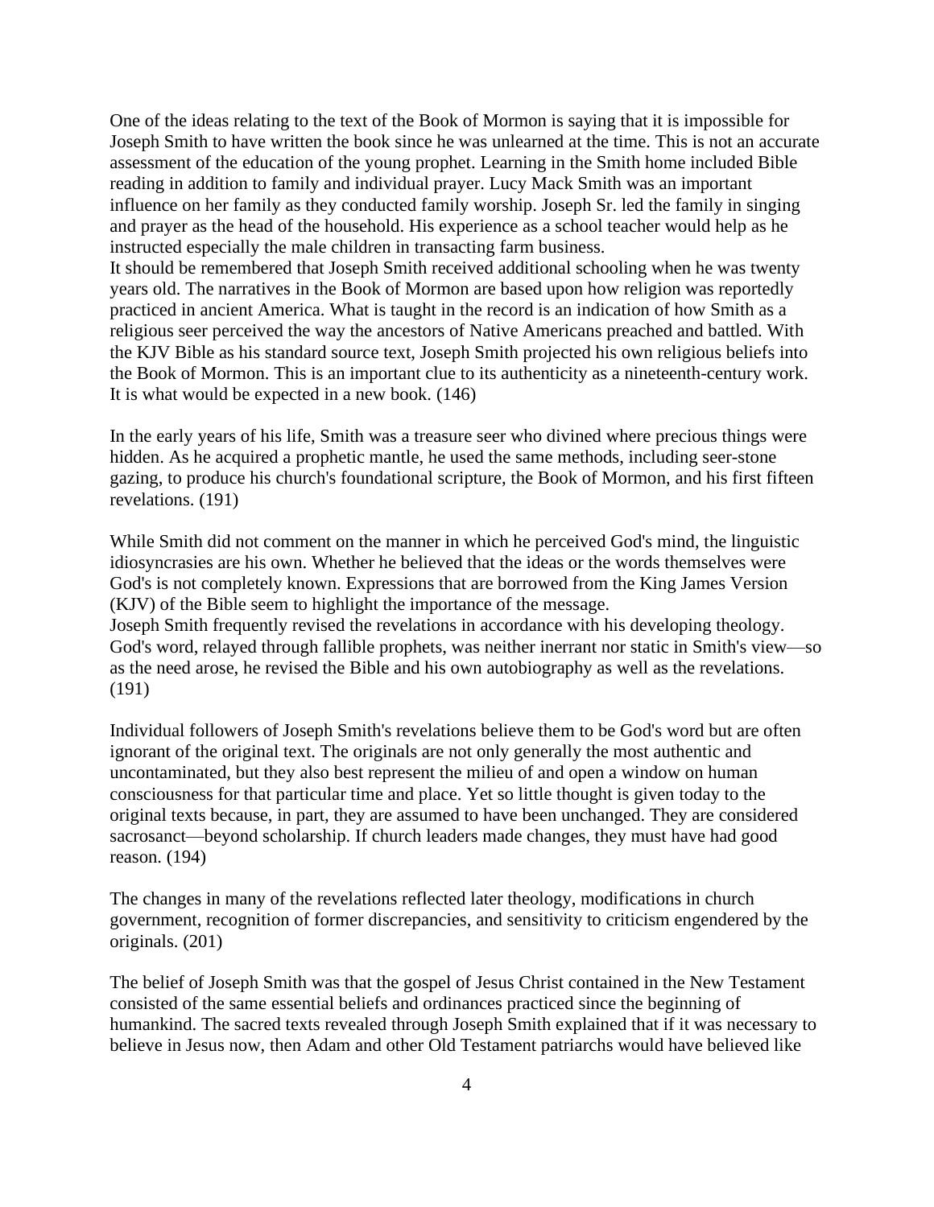One of the ideas relating to the text of the Book of Mormon is saying that it is impossible for Joseph Smith to have written the book since he was unlearned at the time. This is not an accurate assessment of the education of the young prophet. Learning in the Smith home included Bible reading in addition to family and individual prayer. Lucy Mack Smith was an important influence on her family as they conducted family worship. Joseph Sr. led the family in singing and prayer as the head of the household. His experience as a school teacher would help as he instructed especially the male children in transacting farm business.

It should be remembered that Joseph Smith received additional schooling when he was twenty years old. The narratives in the Book of Mormon are based upon how religion was reportedly practiced in ancient America. What is taught in the record is an indication of how Smith as a religious seer perceived the way the ancestors of Native Americans preached and battled. With the KJV Bible as his standard source text, Joseph Smith projected his own religious beliefs into the Book of Mormon. This is an important clue to its authenticity as a nineteenth-century work. It is what would be expected in a new book. (146)

In the early years of his life, Smith was a treasure seer who divined where precious things were hidden. As he acquired a prophetic mantle, he used the same methods, including seer-stone gazing, to produce his church's foundational scripture, the Book of Mormon, and his first fifteen revelations. (191)

While Smith did not comment on the manner in which he perceived God's mind, the linguistic idiosyncrasies are his own. Whether he believed that the ideas or the words themselves were God's is not completely known. Expressions that are borrowed from the King James Version (KJV) of the Bible seem to highlight the importance of the message.

Joseph Smith frequently revised the revelations in accordance with his developing theology. God's word, relayed through fallible prophets, was neither inerrant nor static in Smith's view—so as the need arose, he revised the Bible and his own autobiography as well as the revelations. (191)

Individual followers of Joseph Smith's revelations believe them to be God's word but are often ignorant of the original text. The originals are not only generally the most authentic and uncontaminated, but they also best represent the milieu of and open a window on human consciousness for that particular time and place. Yet so little thought is given today to the original texts because, in part, they are assumed to have been unchanged. They are considered sacrosanct—beyond scholarship. If church leaders made changes, they must have had good reason. (194)

The changes in many of the revelations reflected later theology, modifications in church government, recognition of former discrepancies, and sensitivity to criticism engendered by the originals. (201)

The belief of Joseph Smith was that the gospel of Jesus Christ contained in the New Testament consisted of the same essential beliefs and ordinances practiced since the beginning of humankind. The sacred texts revealed through Joseph Smith explained that if it was necessary to believe in Jesus now, then Adam and other Old Testament patriarchs would have believed like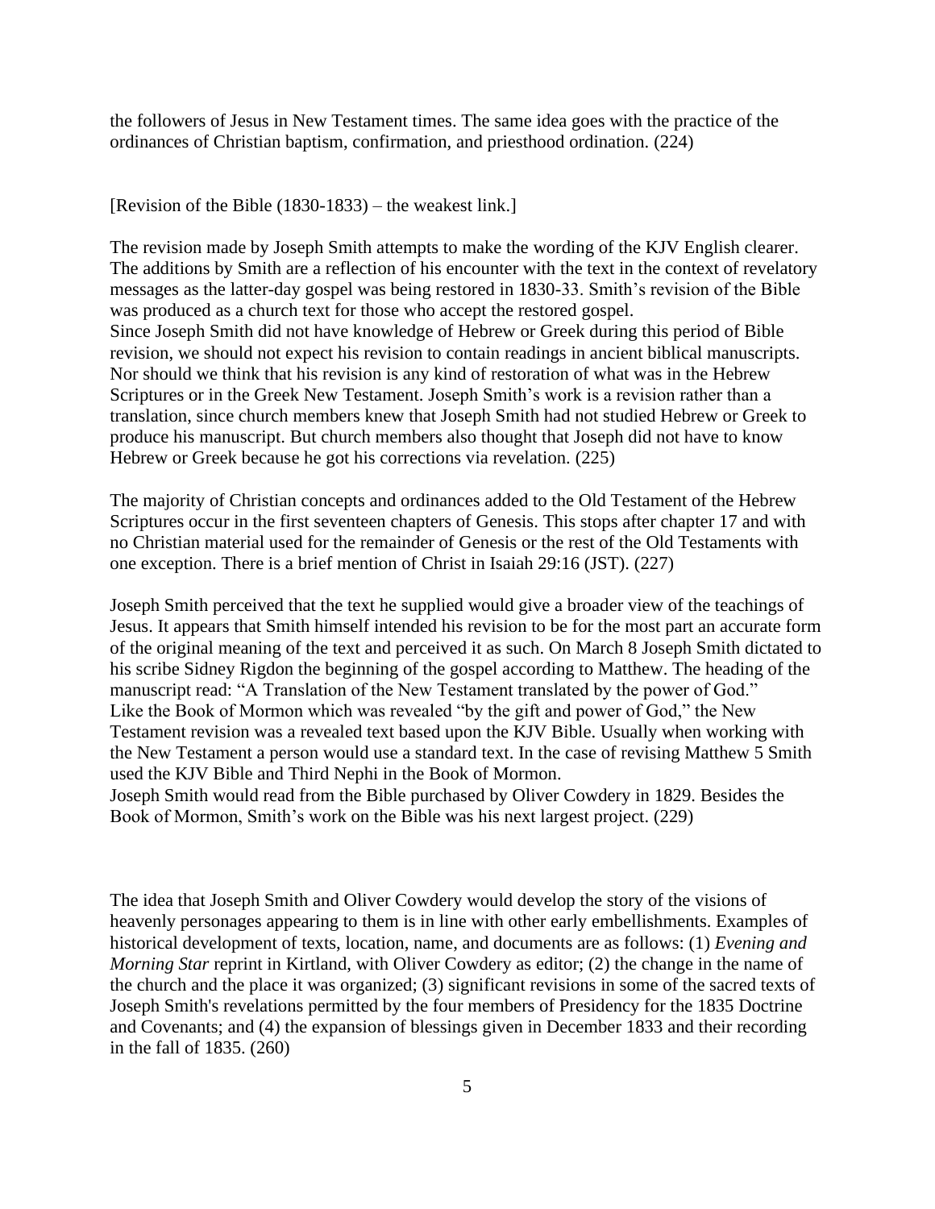the followers of Jesus in New Testament times. The same idea goes with the practice of the ordinances of Christian baptism, confirmation, and priesthood ordination. (224)

[Revision of the Bible (1830-1833) – the weakest link.]

The revision made by Joseph Smith attempts to make the wording of the KJV English clearer. The additions by Smith are a reflection of his encounter with the text in the context of revelatory messages as the latter-day gospel was being restored in 1830-33. Smith's revision of the Bible was produced as a church text for those who accept the restored gospel.
Since Joseph Smith did not have knowledge of Hebrew or Greek during this period of Bible revision, we should not expect his revision to contain readings in ancient biblical manuscripts. Nor should we think that his revision is any kind of restoration of what was in the Hebrew Scriptures or in the Greek New Testament. Joseph Smith's work is a revision rather than a translation, since church members knew that Joseph Smith had not studied Hebrew or Greek to produce his manuscript. But church members also thought that Joseph did not have to know Hebrew or Greek because he got his corrections via revelation. (225)

The majority of Christian concepts and ordinances added to the Old Testament of the Hebrew Scriptures occur in the first seventeen chapters of Genesis. This stops after chapter 17 and with no Christian material used for the remainder of Genesis or the rest of the Old Testaments with one exception. There is a brief mention of Christ in Isaiah 29:16 (JST). (227)

Joseph Smith perceived that the text he supplied would give a broader view of the teachings of Jesus. It appears that Smith himself intended his revision to be for the most part an accurate form of the original meaning of the text and perceived it as such. On March 8 Joseph Smith dictated to his scribe Sidney Rigdon the beginning of the gospel according to Matthew. The heading of the manuscript read: "A Translation of the New Testament translated by the power of God."
Like the Book of Mormon which was revealed "by the gift and power of God," the New Testament revision was a revealed text based upon the KJV Bible. Usually when working with the New Testament a person would use a standard text. In the case of revising Matthew 5 Smith used the KJV Bible and Third Nephi in the Book of Mormon.
Joseph Smith would read from the Bible purchased by Oliver Cowdery in 1829. Besides the Book of Mormon, Smith's work on the Bible was his next largest project. (229)

The idea that Joseph Smith and Oliver Cowdery would develop the story of the visions of heavenly personages appearing to them is in line with other early embellishments. Examples of historical development of texts, location, name, and documents are as follows: (1) *Evening and Morning Star* reprint in Kirtland, with Oliver Cowdery as editor; (2) the change in the name of the church and the place it was organized; (3) significant revisions in some of the sacred texts of Joseph Smith's revelations permitted by the four members of Presidency for the 1835 Doctrine and Covenants; and (4) the expansion of blessings given in December 1833 and their recording in the fall of 1835. (260)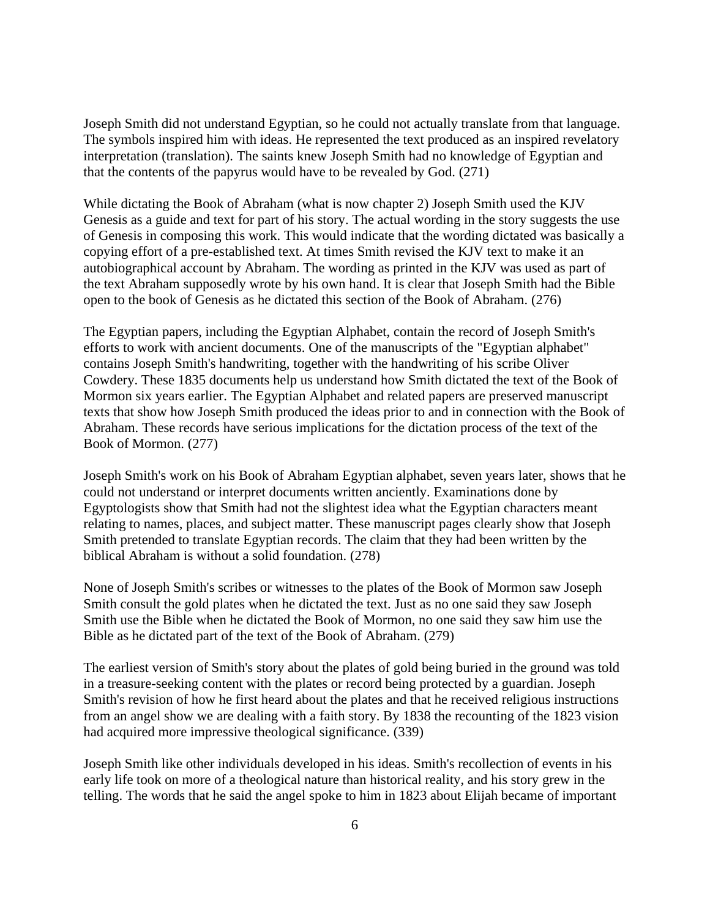Joseph Smith did not understand Egyptian, so he could not actually translate from that language. The symbols inspired him with ideas. He represented the text produced as an inspired revelatory interpretation (translation). The saints knew Joseph Smith had no knowledge of Egyptian and that the contents of the papyrus would have to be revealed by God. (271)

While dictating the Book of Abraham (what is now chapter 2) Joseph Smith used the KJV Genesis as a guide and text for part of his story. The actual wording in the story suggests the use of Genesis in composing this work. This would indicate that the wording dictated was basically a copying effort of a pre-established text. At times Smith revised the KJV text to make it an autobiographical account by Abraham. The wording as printed in the KJV was used as part of the text Abraham supposedly wrote by his own hand. It is clear that Joseph Smith had the Bible open to the book of Genesis as he dictated this section of the Book of Abraham. (276)

The Egyptian papers, including the Egyptian Alphabet, contain the record of Joseph Smith's efforts to work with ancient documents. One of the manuscripts of the "Egyptian alphabet" contains Joseph Smith's handwriting, together with the handwriting of his scribe Oliver Cowdery. These 1835 documents help us understand how Smith dictated the text of the Book of Mormon six years earlier. The Egyptian Alphabet and related papers are preserved manuscript texts that show how Joseph Smith produced the ideas prior to and in connection with the Book of Abraham. These records have serious implications for the dictation process of the text of the Book of Mormon. (277)

Joseph Smith's work on his Book of Abraham Egyptian alphabet, seven years later, shows that he could not understand or interpret documents written anciently. Examinations done by Egyptologists show that Smith had not the slightest idea what the Egyptian characters meant relating to names, places, and subject matter. These manuscript pages clearly show that Joseph Smith pretended to translate Egyptian records. The claim that they had been written by the biblical Abraham is without a solid foundation. (278)

None of Joseph Smith's scribes or witnesses to the plates of the Book of Mormon saw Joseph Smith consult the gold plates when he dictated the text. Just as no one said they saw Joseph Smith use the Bible when he dictated the Book of Mormon, no one said they saw him use the Bible as he dictated part of the text of the Book of Abraham. (279)

The earliest version of Smith's story about the plates of gold being buried in the ground was told in a treasure-seeking content with the plates or record being protected by a guardian. Joseph Smith's revision of how he first heard about the plates and that he received religious instructions from an angel show we are dealing with a faith story. By 1838 the recounting of the 1823 vision had acquired more impressive theological significance. (339)

Joseph Smith like other individuals developed in his ideas. Smith's recollection of events in his early life took on more of a theological nature than historical reality, and his story grew in the telling. The words that he said the angel spoke to him in 1823 about Elijah became of important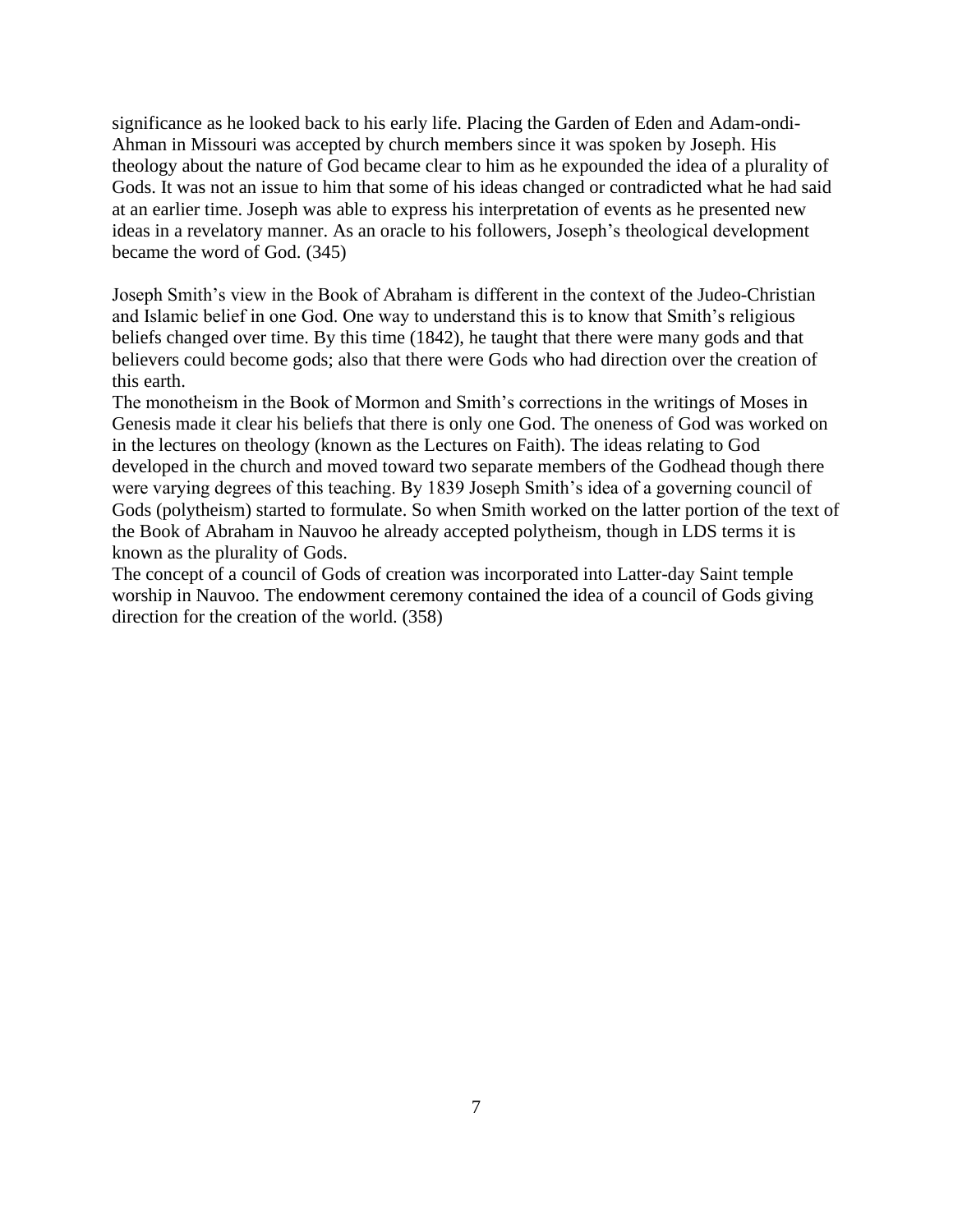significance as he looked back to his early life. Placing the Garden of Eden and Adam-ondi-Ahman in Missouri was accepted by church members since it was spoken by Joseph. His theology about the nature of God became clear to him as he expounded the idea of a plurality of Gods. It was not an issue to him that some of his ideas changed or contradicted what he had said at an earlier time. Joseph was able to express his interpretation of events as he presented new ideas in a revelatory manner. As an oracle to his followers, Joseph's theological development became the word of God. (345)

Joseph Smith's view in the Book of Abraham is different in the context of the Judeo-Christian and Islamic belief in one God. One way to understand this is to know that Smith's religious beliefs changed over time. By this time (1842), he taught that there were many gods and that believers could become gods; also that there were Gods who had direction over the creation of this earth.

The monotheism in the Book of Mormon and Smith's corrections in the writings of Moses in Genesis made it clear his beliefs that there is only one God. The oneness of God was worked on in the lectures on theology (known as the Lectures on Faith). The ideas relating to God developed in the church and moved toward two separate members of the Godhead though there were varying degrees of this teaching. By 1839 Joseph Smith's idea of a governing council of Gods (polytheism) started to formulate. So when Smith worked on the latter portion of the text of the Book of Abraham in Nauvoo he already accepted polytheism, though in LDS terms it is known as the plurality of Gods.

The concept of a council of Gods of creation was incorporated into Latter-day Saint temple worship in Nauvoo. The endowment ceremony contained the idea of a council of Gods giving direction for the creation of the world. (358)